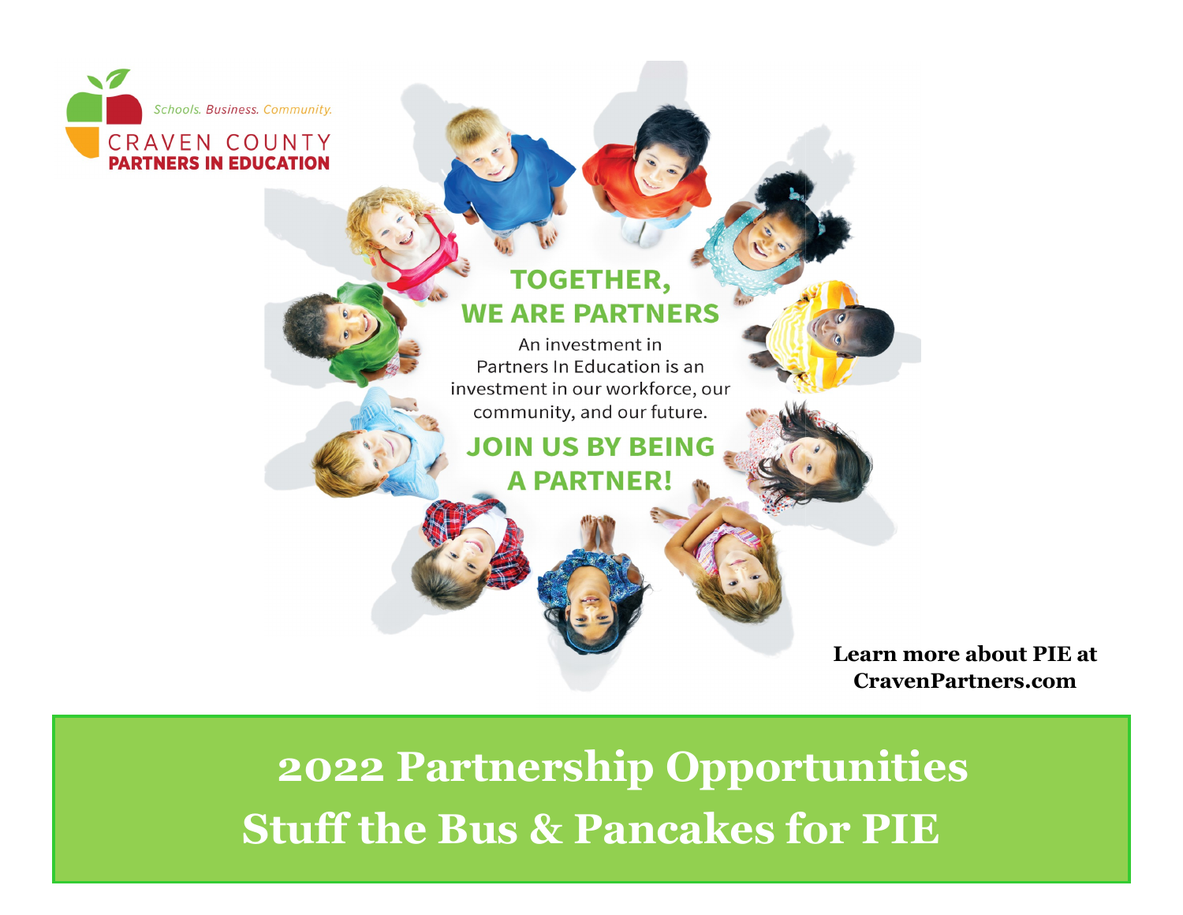Schools. Business. Community.

CRAVEN COUNTY
**PARTNERS IN EDUCATION**

## TOGETHER, WE ARE PARTNERS

An investment in Partners In Education is an investment in our workforce, our community, and our future.

## JOIN US BY BEING A PARTNER!

**Learn more about PIE at CravenPartners.com**

# 2022 Partnership Opportunities
# Stuff the Bus & Pancakes for PIE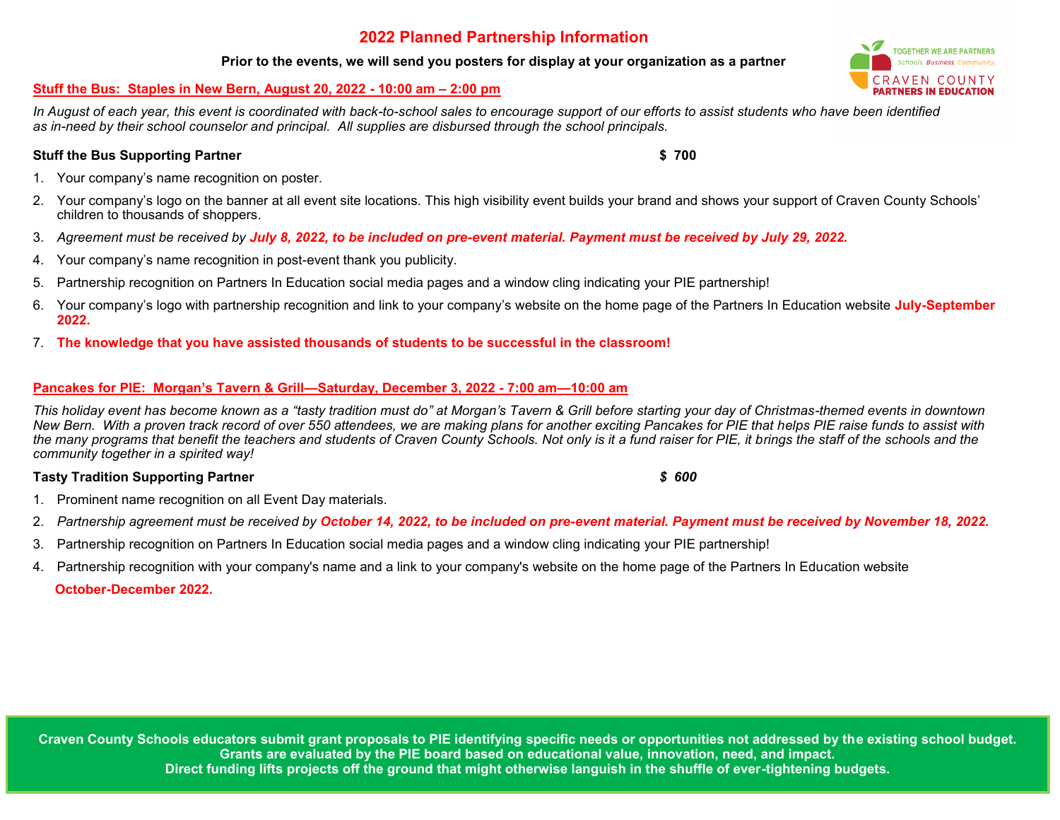# 2022 Planned Partnership Information

**Prior to the events, we will send you posters for display at your organization as a partner**

TOGETHER WE ARE PARTNERS
Schools. Business. Community.
CRAVEN COUNTY
PARTNERS IN EDUCATION

## Stuff the Bus: Staples in New Bern, August 20, 2022 - 10:00 am – 2:00 pm

*In August of each year, this event is coordinated with back-to-school sales to encourage support of our efforts to assist students who have been identified as in-need by their school counselor and principal. All supplies are disbursed through the school principals.*

**Stuff the Bus Supporting Partner $ 700**

1. Your company's name recognition on poster.
2. Your company's logo on the banner at all event site locations. This high visibility event builds your brand and shows your support of Craven County Schools' children to thousands of shoppers.
3. *Agreement must be received by **July 8, 2022, to be included on pre-event material. Payment must be received by July 29, 2022.***
4. Your company's name recognition in post-event thank you publicity.
5. Partnership recognition on Partners In Education social media pages and a window cling indicating your PIE partnership!
6. Your company's logo with partnership recognition and link to your company's website on the home page of the Partners In Education website **July-September 2022.**
7. **The knowledge that you have assisted thousands of students to be successful in the classroom!**

## Pancakes for PIE: Morgan's Tavern & Grill—Saturday, December 3, 2022 - 7:00 am—10:00 am

*This holiday event has become known as a "tasty tradition must do" at Morgan's Tavern & Grill before starting your day of Christmas-themed events in downtown New Bern. With a proven track record of over 550 attendees, we are making plans for another exciting Pancakes for PIE that helps PIE raise funds to assist with the many programs that benefit the teachers and students of Craven County Schools. Not only is it a fund raiser for PIE, it brings the staff of the schools and the community together in a spirited way!*

**Tasty Tradition Supporting Partner *$ 600***

1. Prominent name recognition on all Event Day materials.
2. *Partnership agreement must be received by **October 14, 2022, to be included on pre-event material. Payment must be received by November 18, 2022.***
3. Partnership recognition on Partners In Education social media pages and a window cling indicating your PIE partnership!
4. Partnership recognition with your company's name and a link to your company's website on the home page of the Partners In Education website **October-December 2022.**

**Craven County Schools educators submit grant proposals to PIE identifying specific needs or opportunities not addressed by the existing school budget. Grants are evaluated by the PIE board based on educational value, innovation, need, and impact. Direct funding lifts projects off the ground that might otherwise languish in the shuffle of ever-tightening budgets.**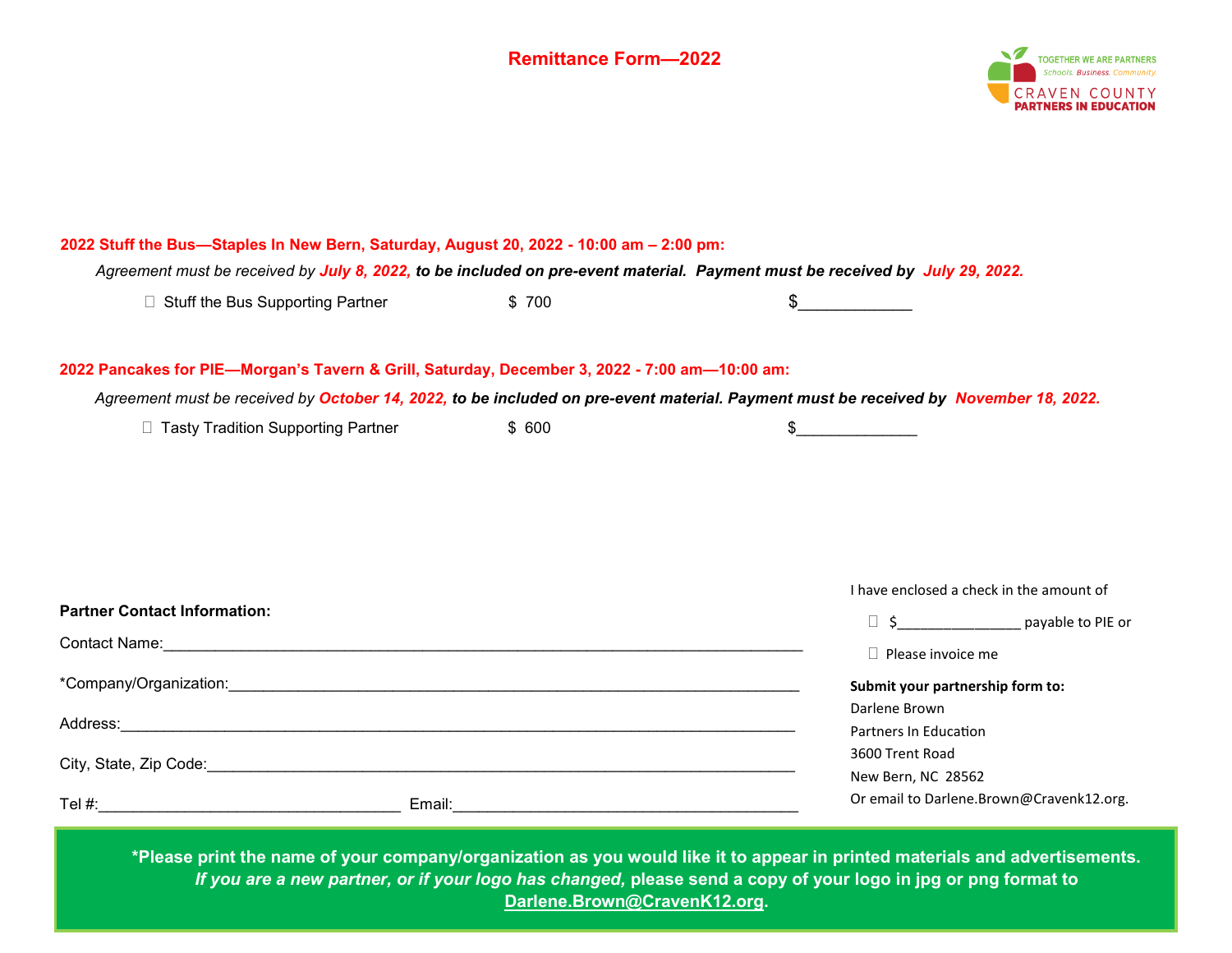# Remittance Form—2022

TOGETHER WE ARE PARTNERS
Schools. Business. Community.
CRAVEN COUNTY
PARTNERS IN EDUCATION

**2022 Stuff the Bus—Staples In New Bern, Saturday, August 20, 2022 - 10:00 am – 2:00 pm:**

*Agreement must be received by **July 8, 2022, to be included on pre-event material. Payment must be received by July 29, 2022.***

| | | |
|---|---|---|
| ☐ Stuff the Bus Supporting Partner | $ 700 | $_____________ |

**2022 Pancakes for PIE—Morgan's Tavern & Grill, Saturday, December 3, 2022 - 7:00 am—10:00 am:**

*Agreement must be received by **October 14, 2022, to be included on pre-event material. Payment must be received by November 18, 2022.***

| | | |
|---|---|---|
| ☐ Tasty Tradition Supporting Partner | $ 600 | $______________ |

**Partner Contact Information:**

Contact Name:_______________________________________________________________________________

*Company/Organization:_________________________________________________________________________

Address:_____________________________________________________________________________________

City, State, Zip Code:___________________________________________________________________________

Tel #:___________________________________ Email:_________________________________________

I have enclosed a check in the amount of

☐ $________________ payable to PIE or

☐ Please invoice me

**Submit your partnership form to:**
Darlene Brown
Partners In Education
3600 Trent Road
New Bern, NC 28562
Or email to Darlene.Brown@Cravenk12.org.

***Please print the name of your company/organization as you would like it to appear in printed materials and advertisements.**
***If you are a new partner, or if your logo has changed,*** **please send a copy of your logo in jpg or png format to Darlene.Brown@CravenK12.org.**